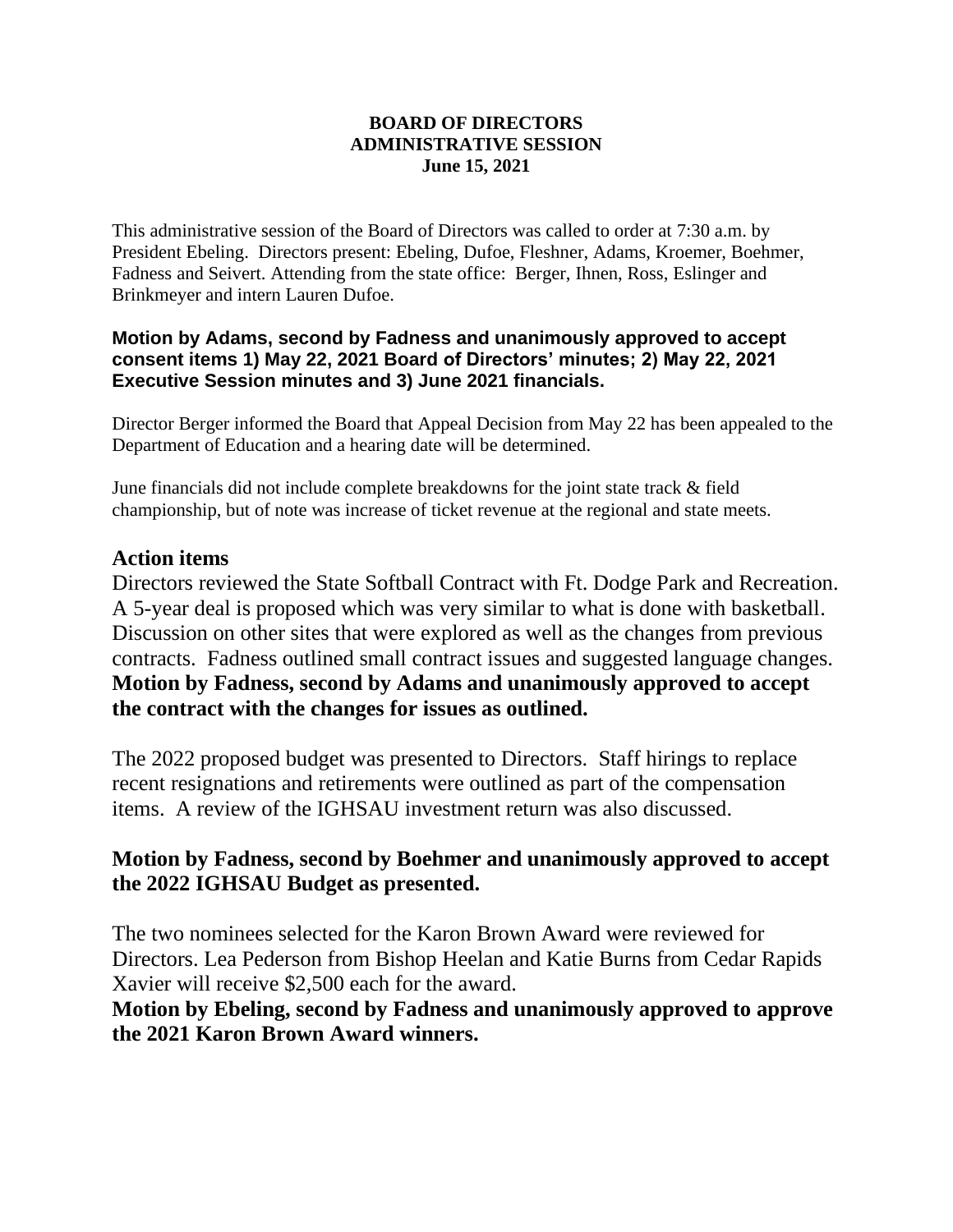**BOARD OF DIRECTORS**
**ADMINISTRATIVE SESSION**
**June 15, 2021**

This administrative session of the Board of Directors was called to order at 7:30 a.m. by President Ebeling. Directors present: Ebeling, Dufoe, Fleshner, Adams, Kroemer, Boehmer, Fadness and Seivert. Attending from the state office: Berger, Ihnen, Ross, Eslinger and Brinkmeyer and intern Lauren Dufoe.

**Motion by Adams, second by Fadness and unanimously approved to accept consent items 1) May 22, 2021 Board of Directors' minutes; 2) May 22, 2021 Executive Session minutes and 3) June 2021 financials.**

Director Berger informed the Board that Appeal Decision from May 22 has been appealed to the Department of Education and a hearing date will be determined.

June financials did not include complete breakdowns for the joint state track & field championship, but of note was increase of ticket revenue at the regional and state meets.

## Action items

Directors reviewed the State Softball Contract with Ft. Dodge Park and Recreation. A 5-year deal is proposed which was very similar to what is done with basketball. Discussion on other sites that were explored as well as the changes from previous contracts. Fadness outlined small contract issues and suggested language changes. **Motion by Fadness, second by Adams and unanimously approved to accept the contract with the changes for issues as outlined.**

The 2022 proposed budget was presented to Directors. Staff hirings to replace recent resignations and retirements were outlined as part of the compensation items. A review of the IGHSAU investment return was also discussed.

**Motion by Fadness, second by Boehmer and unanimously approved to accept the 2022 IGHSAU Budget as presented.**

The two nominees selected for the Karon Brown Award were reviewed for Directors. Lea Pederson from Bishop Heelan and Katie Burns from Cedar Rapids Xavier will receive $2,500 each for the award.
**Motion by Ebeling, second by Fadness and unanimously approved to approve the 2021 Karon Brown Award winners.**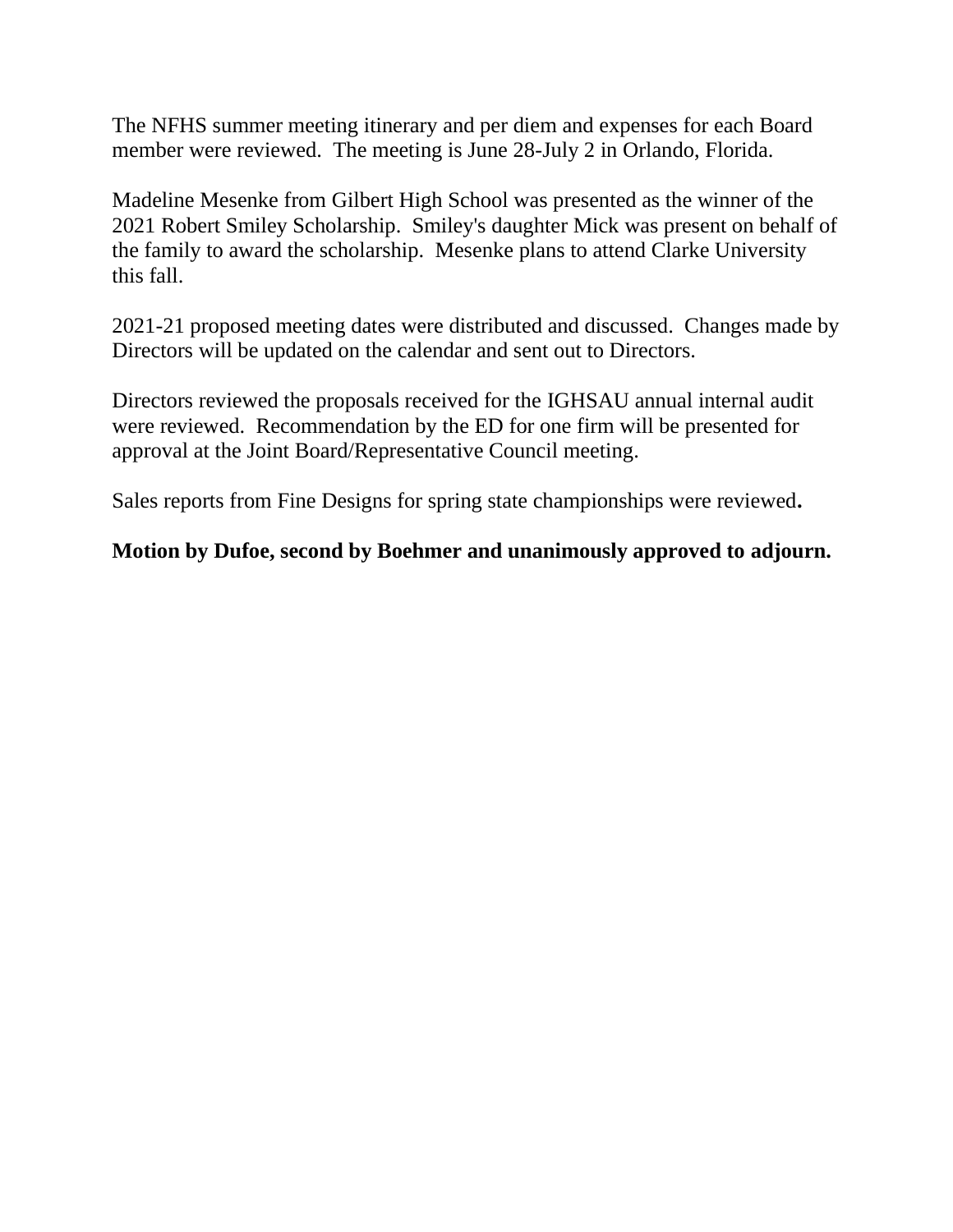The NFHS summer meeting itinerary and per diem and expenses for each Board member were reviewed. The meeting is June 28-July 2 in Orlando, Florida.

Madeline Mesenke from Gilbert High School was presented as the winner of the 2021 Robert Smiley Scholarship. Smiley's daughter Mick was present on behalf of the family to award the scholarship. Mesenke plans to attend Clarke University this fall.

2021-21 proposed meeting dates were distributed and discussed. Changes made by Directors will be updated on the calendar and sent out to Directors.

Directors reviewed the proposals received for the IGHSAU annual internal audit were reviewed. Recommendation by the ED for one firm will be presented for approval at the Joint Board/Representative Council meeting.

Sales reports from Fine Designs for spring state championships were reviewed**.**

**Motion by Dufoe, second by Boehmer and unanimously approved to adjourn.**